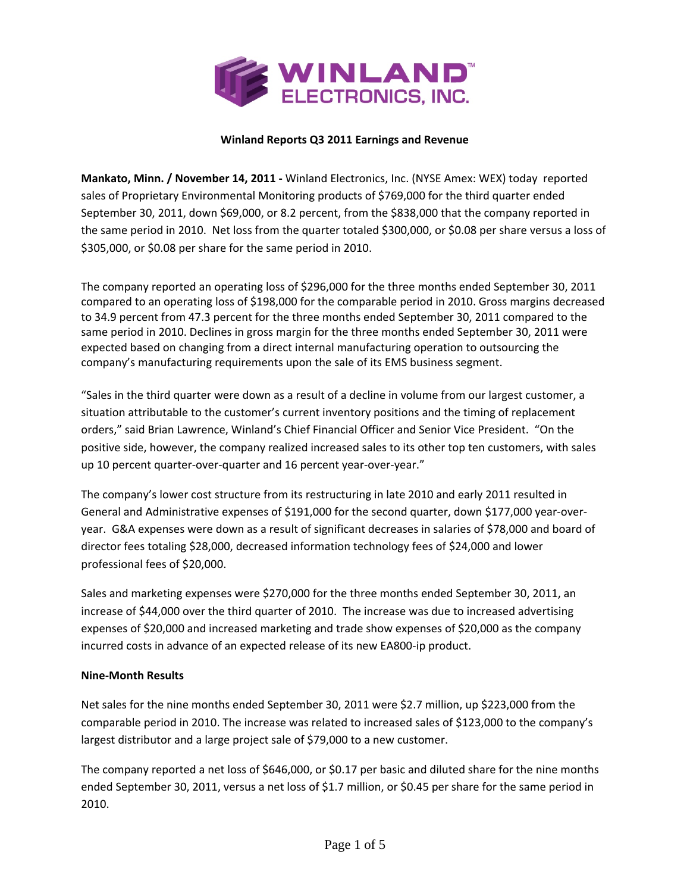WINLAND ELECTRONICS, INC.

**Winland Reports Q3 2011 Earnings and Revenue**

**Mankato, Minn. / November 14, 2011 -** Winland Electronics, Inc. (NYSE Amex: WEX) today reported sales of Proprietary Environmental Monitoring products of $769,000 for the third quarter ended September 30, 2011, down $69,000, or 8.2 percent, from the $838,000 that the company reported in the same period in 2010. Net loss from the quarter totaled $300,000, or $0.08 per share versus a loss of $305,000, or $0.08 per share for the same period in 2010.

The company reported an operating loss of $296,000 for the three months ended September 30, 2011 compared to an operating loss of $198,000 for the comparable period in 2010. Gross margins decreased to 34.9 percent from 47.3 percent for the three months ended September 30, 2011 compared to the same period in 2010. Declines in gross margin for the three months ended September 30, 2011 were expected based on changing from a direct internal manufacturing operation to outsourcing the company's manufacturing requirements upon the sale of its EMS business segment.

"Sales in the third quarter were down as a result of a decline in volume from our largest customer, a situation attributable to the customer's current inventory positions and the timing of replacement orders," said Brian Lawrence, Winland's Chief Financial Officer and Senior Vice President. "On the positive side, however, the company realized increased sales to its other top ten customers, with sales up 10 percent quarter-over-quarter and 16 percent year-over-year."

The company's lower cost structure from its restructuring in late 2010 and early 2011 resulted in General and Administrative expenses of $191,000 for the second quarter, down $177,000 year-over-year. G&A expenses were down as a result of significant decreases in salaries of $78,000 and board of director fees totaling $28,000, decreased information technology fees of $24,000 and lower professional fees of $20,000.

Sales and marketing expenses were $270,000 for the three months ended September 30, 2011, an increase of $44,000 over the third quarter of 2010. The increase was due to increased advertising expenses of $20,000 and increased marketing and trade show expenses of $20,000 as the company incurred costs in advance of an expected release of its new EA800-ip product.

**Nine-Month Results**

Net sales for the nine months ended September 30, 2011 were $2.7 million, up $223,000 from the comparable period in 2010. The increase was related to increased sales of $123,000 to the company's largest distributor and a large project sale of $79,000 to a new customer.

The company reported a net loss of $646,000, or $0.17 per basic and diluted share for the nine months ended September 30, 2011, versus a net loss of $1.7 million, or $0.45 per share for the same period in 2010.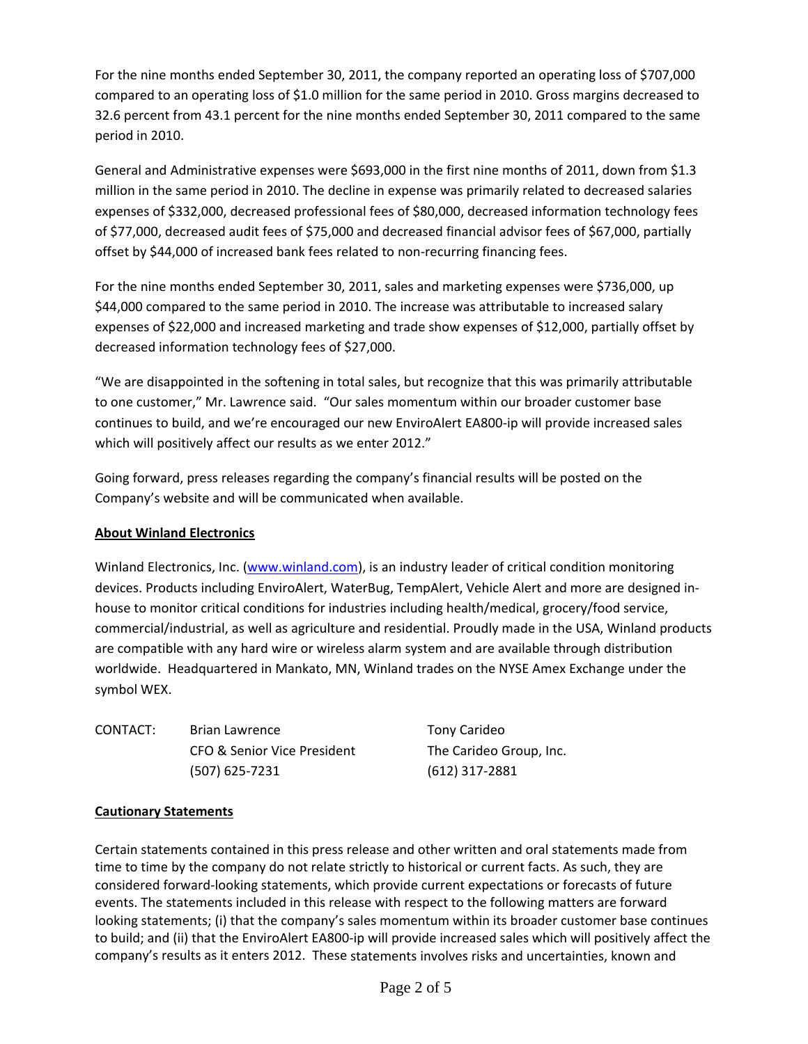For the nine months ended September 30, 2011, the company reported an operating loss of $707,000 compared to an operating loss of $1.0 million for the same period in 2010. Gross margins decreased to 32.6 percent from 43.1 percent for the nine months ended September 30, 2011 compared to the same period in 2010.

General and Administrative expenses were $693,000 in the first nine months of 2011, down from $1.3 million in the same period in 2010. The decline in expense was primarily related to decreased salaries expenses of $332,000, decreased professional fees of $80,000, decreased information technology fees of $77,000, decreased audit fees of $75,000 and decreased financial advisor fees of $67,000, partially offset by $44,000 of increased bank fees related to non-recurring financing fees.

For the nine months ended September 30, 2011, sales and marketing expenses were $736,000, up $44,000 compared to the same period in 2010. The increase was attributable to increased salary expenses of $22,000 and increased marketing and trade show expenses of $12,000, partially offset by decreased information technology fees of $27,000.

"We are disappointed in the softening in total sales, but recognize that this was primarily attributable to one customer," Mr. Lawrence said. "Our sales momentum within our broader customer base continues to build, and we're encouraged our new EnviroAlert EA800-ip will provide increased sales which will positively affect our results as we enter 2012."

Going forward, press releases regarding the company's financial results will be posted on the Company's website and will be communicated when available.

**About Winland Electronics**

Winland Electronics, Inc. (www.winland.com), is an industry leader of critical condition monitoring devices. Products including EnviroAlert, WaterBug, TempAlert, Vehicle Alert and more are designed in-house to monitor critical conditions for industries including health/medical, grocery/food service, commercial/industrial, as well as agriculture and residential. Proudly made in the USA, Winland products are compatible with any hard wire or wireless alarm system and are available through distribution worldwide. Headquartered in Mankato, MN, Winland trades on the NYSE Amex Exchange under the symbol WEX.

| CONTACT: | Brian Lawrence | Tony Carideo |
|---|---|---|
| | CFO & Senior Vice President | The Carideo Group, Inc. |
| | (507) 625-7231 | (612) 317-2881 |

**Cautionary Statements**

Certain statements contained in this press release and other written and oral statements made from time to time by the company do not relate strictly to historical or current facts. As such, they are considered forward-looking statements, which provide current expectations or forecasts of future events. The statements included in this release with respect to the following matters are forward looking statements; (i) that the company's sales momentum within its broader customer base continues to build; and (ii) that the EnviroAlert EA800-ip will provide increased sales which will positively affect the company's results as it enters 2012. These statements involves risks and uncertainties, known and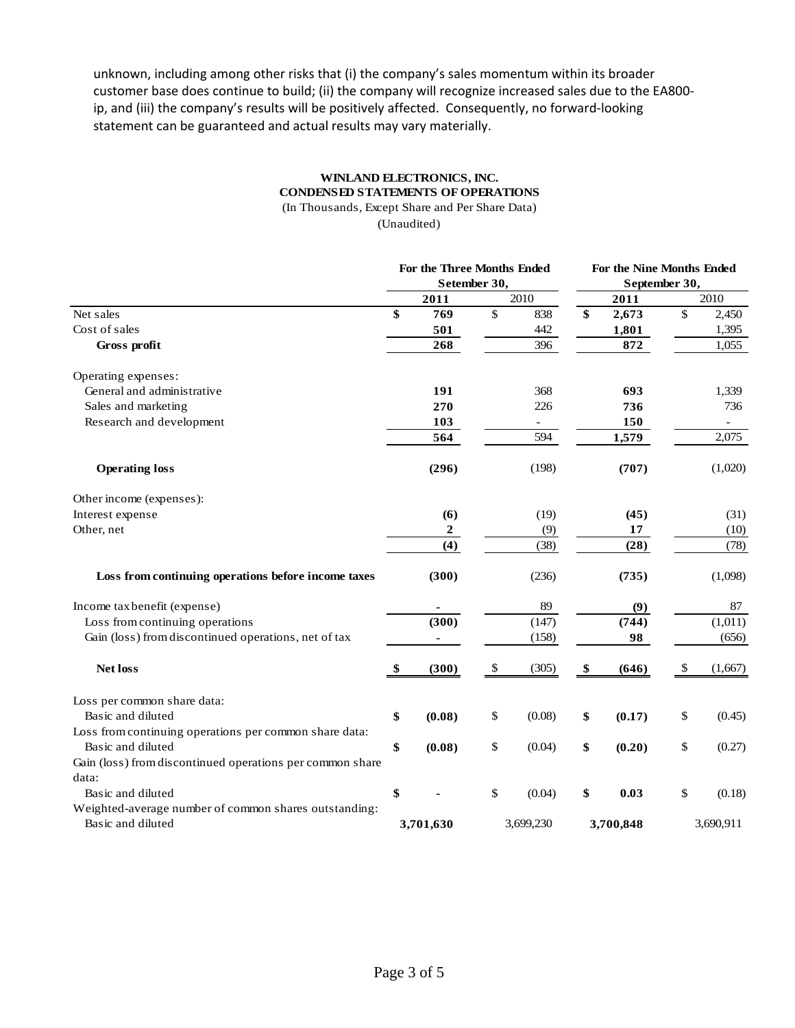unknown, including among other risks that (i) the company's sales momentum within its broader customer base does continue to build; (ii) the company will recognize increased sales due to the EA800-ip, and (iii) the company's results will be positively affected. Consequently, no forward-looking statement can be guaranteed and actual results may vary materially.

**WINLAND ELECTRONICS, INC.**
**CONDENSED STATEMENTS OF OPERATIONS**
(In Thousands, Except Share and Per Share Data)
(Unaudited)

| | For the Three Months Ended Setember 30, | | For the Nine Months Ended September 30, | |
|---|---|---|---|---|
| | **2011** | 2010 | **2011** | 2010 |
| Net sales | **$ 769** | $ 838 | **$ 2,673** | $ 2,450 |
| Cost of sales | **501** | 442 | **1,801** | 1,395 |
| **Gross profit** | **268** | 396 | **872** | 1,055 |
| Operating expenses: | | | | |
| General and administrative | **191** | 368 | **693** | 1,339 |
| Sales and marketing | **270** | 226 | **736** | 736 |
| Research and development | **103** | - | **150** | - |
| | **564** | 594 | **1,579** | 2,075 |
| **Operating loss** | **(296)** | (198) | **(707)** | (1,020) |
| Other income (expenses): | | | | |
| Interest expense | **(6)** | (19) | **(45)** | (31) |
| Other, net | **2** | (9) | **17** | (10) |
| | **(4)** | (38) | **(28)** | (78) |
| **Loss from continuing operations before income taxes** | **(300)** | (236) | **(735)** | (1,098) |
| Income tax benefit (expense) | **-** | 89 | **(9)** | 87 |
| Loss from continuing operations | **(300)** | (147) | **(744)** | (1,011) |
| Gain (loss) from discontinued operations, net of tax | **-** | (158) | **98** | (656) |
| **Net loss** | **$ (300)** | $ (305) | **$ (646)** | $ (1,667) |
| Loss per common share data: | | | | |
| Basic and diluted | **$ (0.08)** | $ (0.08) | **$ (0.17)** | $ (0.45) |
| Loss from continuing operations per common share data: | | | | |
| Basic and diluted | **$ (0.08)** | $ (0.04) | **$ (0.20)** | $ (0.27) |
| Gain (loss) from discontinued operations per common share data: | | | | |
| Basic and diluted | **$ -** | $ (0.04) | **$ 0.03** | $ (0.18) |
| Weighted-average number of common shares outstanding: | | | | |
| Basic and diluted | **3,701,630** | 3,699,230 | **3,700,848** | 3,690,911 |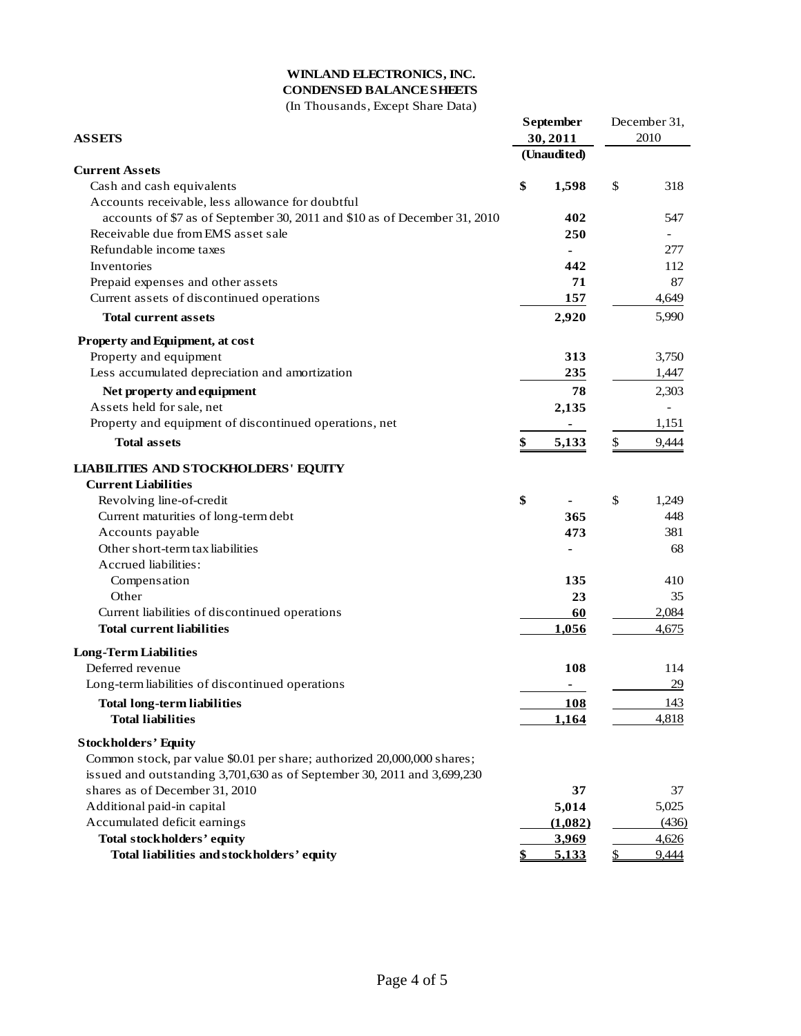# WINLAND ELECTRONICS, INC.

## CONDENSED BALANCE SHEETS

(In Thousands, Except Share Data)

| ASSETS | September 30, 2011 (Unaudited) | December 31, 2010 |
|---|---|---|
| **Current Assets** | | |
| Cash and cash equivalents | $ 1,598 | $ 318 |
| Accounts receivable, less allowance for doubtful accounts of $7 as of September 30, 2011 and $10 as of December 31, 2010 | 402 | 547 |
| Receivable due from EMS asset sale | 250 | - |
| Refundable income taxes | - | 277 |
| Inventories | 442 | 112 |
| Prepaid expenses and other assets | 71 | 87 |
| Current assets of discontinued operations | 157 | 4,649 |
| **Total current assets** | 2,920 | 5,990 |
| **Property and Equipment, at cost** | | |
| Property and equipment | 313 | 3,750 |
| Less accumulated depreciation and amortization | 235 | 1,447 |
| **Net property and equipment** | 78 | 2,303 |
| Assets held for sale, net | 2,135 | - |
| Property and equipment of discontinued operations, net | - | 1,151 |
| **Total assets** | $ 5,133 | $ 9,444 |
| **LIABILITIES AND STOCKHOLDERS' EQUITY** | | |
| **Current Liabilities** | | |
| Revolving line-of-credit | $ - | $ 1,249 |
| Current maturities of long-term debt | 365 | 448 |
| Accounts payable | 473 | 381 |
| Other short-term tax liabilities | - | 68 |
| Accrued liabilities: | | |
| Compensation | 135 | 410 |
| Other | 23 | 35 |
| Current liabilities of discontinued operations | 60 | 2,084 |
| **Total current liabilities** | 1,056 | 4,675 |
| **Long-Term Liabilities** | | |
| Deferred revenue | 108 | 114 |
| Long-term liabilities of discontinued operations | - | 29 |
| **Total long-term liabilities** | 108 | 143 |
| **Total liabilities** | 1,164 | 4,818 |
| **Stockholders' Equity** | | |
| Common stock, par value $0.01 per share; authorized 20,000,000 shares; issued and outstanding 3,701,630 as of September 30, 2011 and 3,699,230 shares as of December 31, 2010 | 37 | 37 |
| Additional paid-in capital | 5,014 | 5,025 |
| Accumulated deficit earnings | (1,082) | (436) |
| **Total stockholders' equity** | 3,969 | 4,626 |
| **Total liabilities and stockholders' equity** | $ 5,133 | $ 9,444 |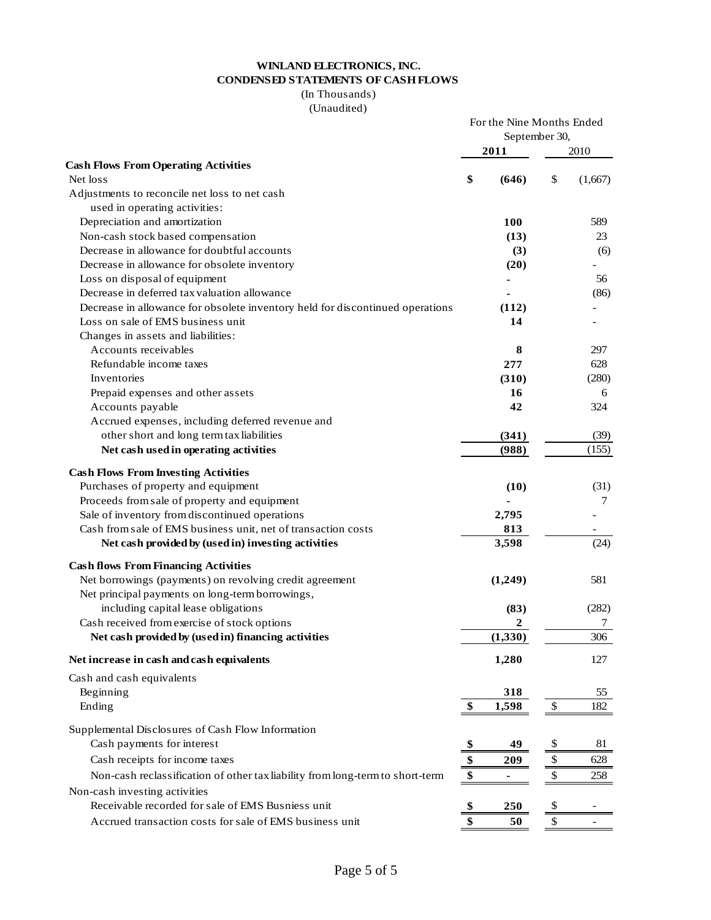# WINLAND ELECTRONICS, INC.
## CONDENSED STATEMENTS OF CASH FLOWS
(In Thousands)
(Unaudited)

| | For the Nine Months Ended September 30, | |
|---|---|---|
| | **2011** | 2010 |
| **Cash Flows From Operating Activities** | | |
| Net loss | **$ (646)** | $ (1,667) |
| Adjustments to reconcile net loss to net cash used in operating activities: | | |
| Depreciation and amortization | **100** | 589 |
| Non-cash stock based compensation | **(13)** | 23 |
| Decrease in allowance for doubtful accounts | **(3)** | (6) |
| Decrease in allowance for obsolete inventory | **(20)** | - |
| Loss on disposal of equipment | **-** | 56 |
| Decrease in deferred tax valuation allowance | **-** | (86) |
| Decrease in allowance for obsolete inventory held for discontinued operations | **(112)** | - |
| Loss on sale of EMS business unit | **14** | - |
| Changes in assets and liabilities: | | |
| Accounts receivables | **8** | 297 |
| Refundable income taxes | **277** | 628 |
| Inventories | **(310)** | (280) |
| Prepaid expenses and other assets | **16** | 6 |
| Accounts payable | **42** | 324 |
| Accrued expenses, including deferred revenue and other short and long term tax liabilities | **(341)** | (39) |
| **Net cash used in operating activities** | **(988)** | (155) |
| **Cash Flows From Investing Activities** | | |
| Purchases of property and equipment | **(10)** | (31) |
| Proceeds from sale of property and equipment | **-** | 7 |
| Sale of inventory from discontinued operations | **2,795** | - |
| Cash from sale of EMS business unit, net of transaction costs | **813** | - |
| **Net cash provided by (used in) investing activities** | **3,598** | (24) |
| **Cash flows From Financing Activities** | | |
| Net borrowings (payments) on revolving credit agreement | **(1,249)** | 581 |
| Net principal payments on long-term borrowings, including capital lease obligations | **(83)** | (282) |
| Cash received from exercise of stock options | **2** | 7 |
| **Net cash provided by (used in) financing activities** | **(1,330)** | 306 |
| **Net increase in cash and cash equivalents** | **1,280** | 127 |
| Cash and cash equivalents | | |
| Beginning | **318** | 55 |
| Ending | **$ 1,598** | $ 182 |
| Supplemental Disclosures of Cash Flow Information | | |
| Cash payments for interest | **$ 49** | $ 81 |
| Cash receipts for income taxes | **$ 209** | $ 628 |
| Non-cash reclassification of other tax liability from long-term to short-term | **$ -** | $ 258 |
| Non-cash investing activities | | |
| Receivable recorded for sale of EMS Busniess unit | **$ 250** | $ - |
| Accrued transaction costs for sale of EMS business unit | **$ 50** | $ - |